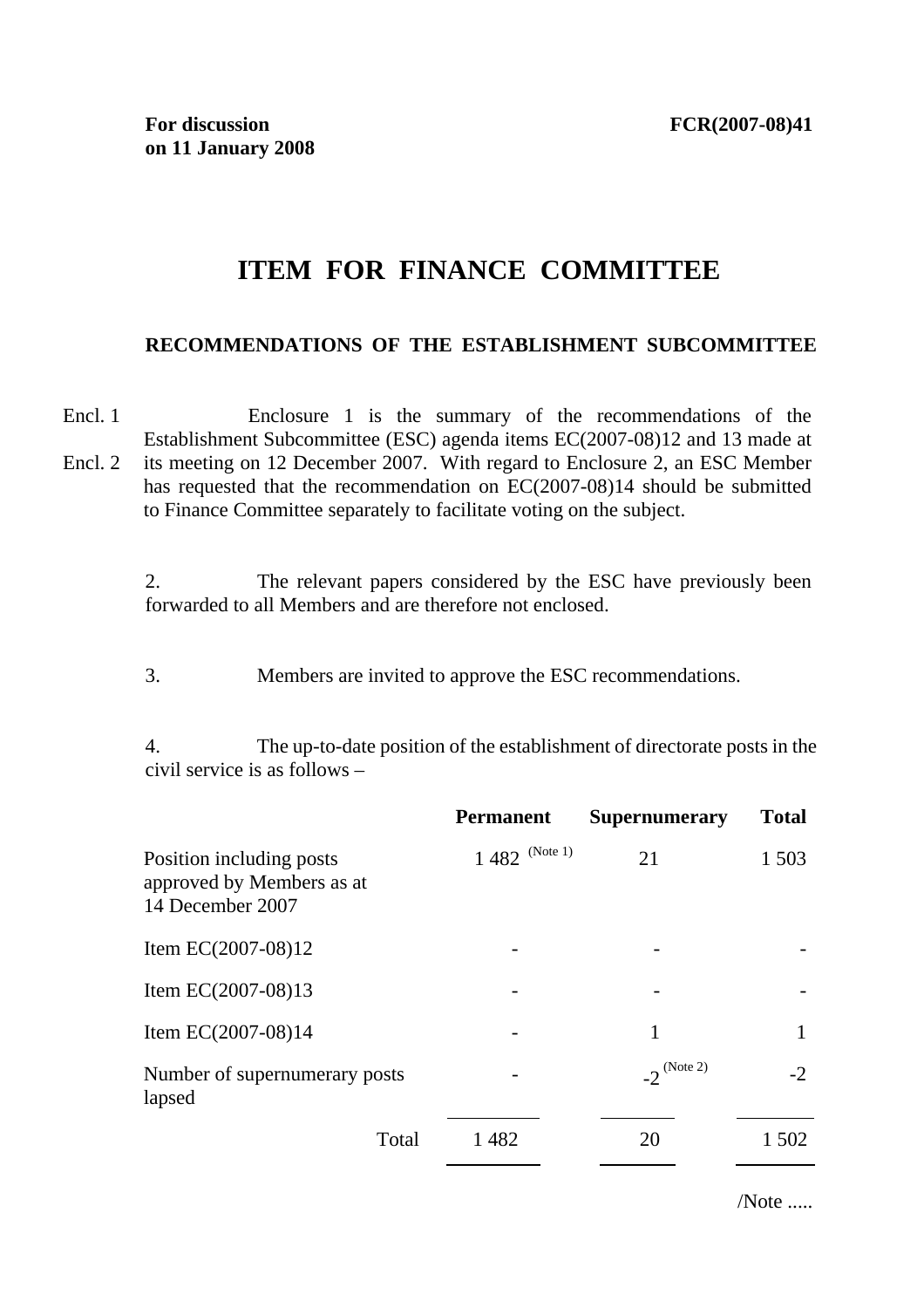**For discussion on 11 January 2008**

**FCR(2007-08)41**

# ITEM FOR FINANCE COMMITTEE

## RECOMMENDATIONS OF THE ESTABLISHMENT SUBCOMMITTEE

Encl. 1
Encl. 2

Enclosure 1 is the summary of the recommendations of the Establishment Subcommittee (ESC) agenda items EC(2007-08)12 and 13 made at its meeting on 12 December 2007. With regard to Enclosure 2, an ESC Member has requested that the recommendation on EC(2007-08)14 should be submitted to Finance Committee separately to facilitate voting on the subject.

2. The relevant papers considered by the ESC have previously been forwarded to all Members and are therefore not enclosed.

3. Members are invited to approve the ESC recommendations.

4. The up-to-date position of the establishment of directorate posts in the civil service is as follows –

| | **Permanent** | **Supernumerary** | **Total** |
|---|---|---|---|
| Position including posts approved by Members as at 14 December 2007 | 1 482 (Note 1) | 21 | 1 503 |
| Item EC(2007-08)12 | - | - | - |
| Item EC(2007-08)13 | - | - | - |
| Item EC(2007-08)14 | - | 1 | 1 |
| Number of supernumerary posts lapsed | - | -2 (Note 2) | -2 |
| Total | 1 482 | 20 | 1 502 |

/Note .....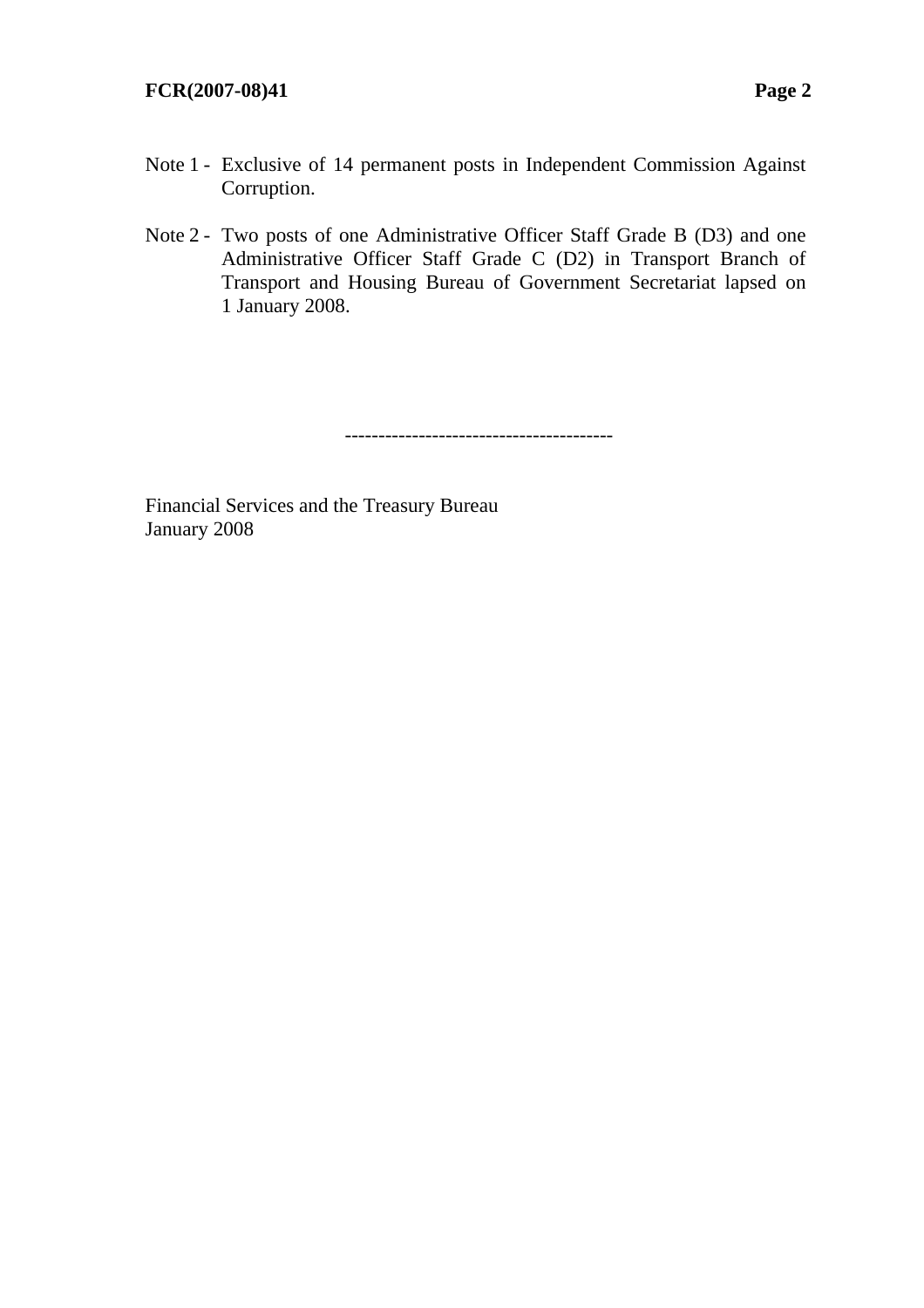Note 1 - Exclusive of 14 permanent posts in Independent Commission Against Corruption.

Note 2 - Two posts of one Administrative Officer Staff Grade B (D3) and one Administrative Officer Staff Grade C (D2) in Transport Branch of Transport and Housing Bureau of Government Secretariat lapsed on 1 January 2008.

---------------------------------------

Financial Services and the Treasury Bureau
January 2008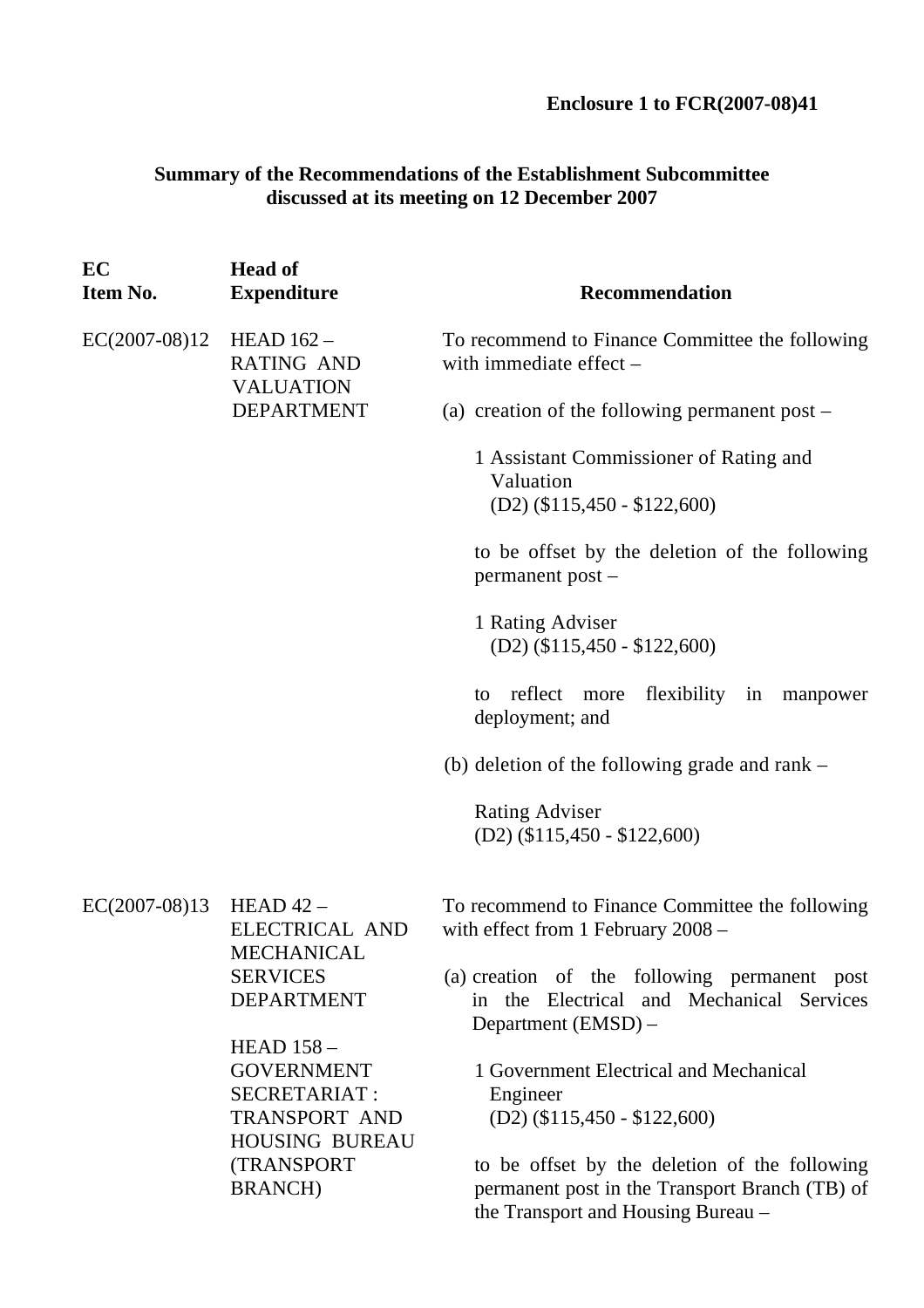**Enclosure 1 to FCR(2007-08)41**

**Summary of the Recommendations of the Establishment Subcommittee discussed at its meeting on 12 December 2007**

| EC Item No. | Head of Expenditure | Recommendation |
|---|---|---|
| EC(2007-08)12 | HEAD 162 – RATING AND VALUATION DEPARTMENT | To recommend to Finance Committee the following with immediate effect –<br><br>(a) creation of the following permanent post –<br><br>1 Assistant Commissioner of Rating and Valuation<br>(D2) ($115,450 - $122,600)<br><br>to be offset by the deletion of the following permanent post –<br><br>1 Rating Adviser<br>(D2) ($115,450 - $122,600)<br><br>to reflect more flexibility in manpower deployment; and<br><br>(b) deletion of the following grade and rank –<br><br>Rating Adviser<br>(D2) ($115,450 - $122,600) |
| EC(2007-08)13 | HEAD 42 – ELECTRICAL AND MECHANICAL SERVICES DEPARTMENT<br><br>HEAD 158 – GOVERNMENT SECRETARIAT : TRANSPORT AND HOUSING BUREAU (TRANSPORT BRANCH) | To recommend to Finance Committee the following with effect from 1 February 2008 –<br><br>(a) creation of the following permanent post in the Electrical and Mechanical Services Department (EMSD) –<br><br>1 Government Electrical and Mechanical Engineer<br>(D2) ($115,450 - $122,600)<br><br>to be offset by the deletion of the following permanent post in the Transport Branch (TB) of the Transport and Housing Bureau – |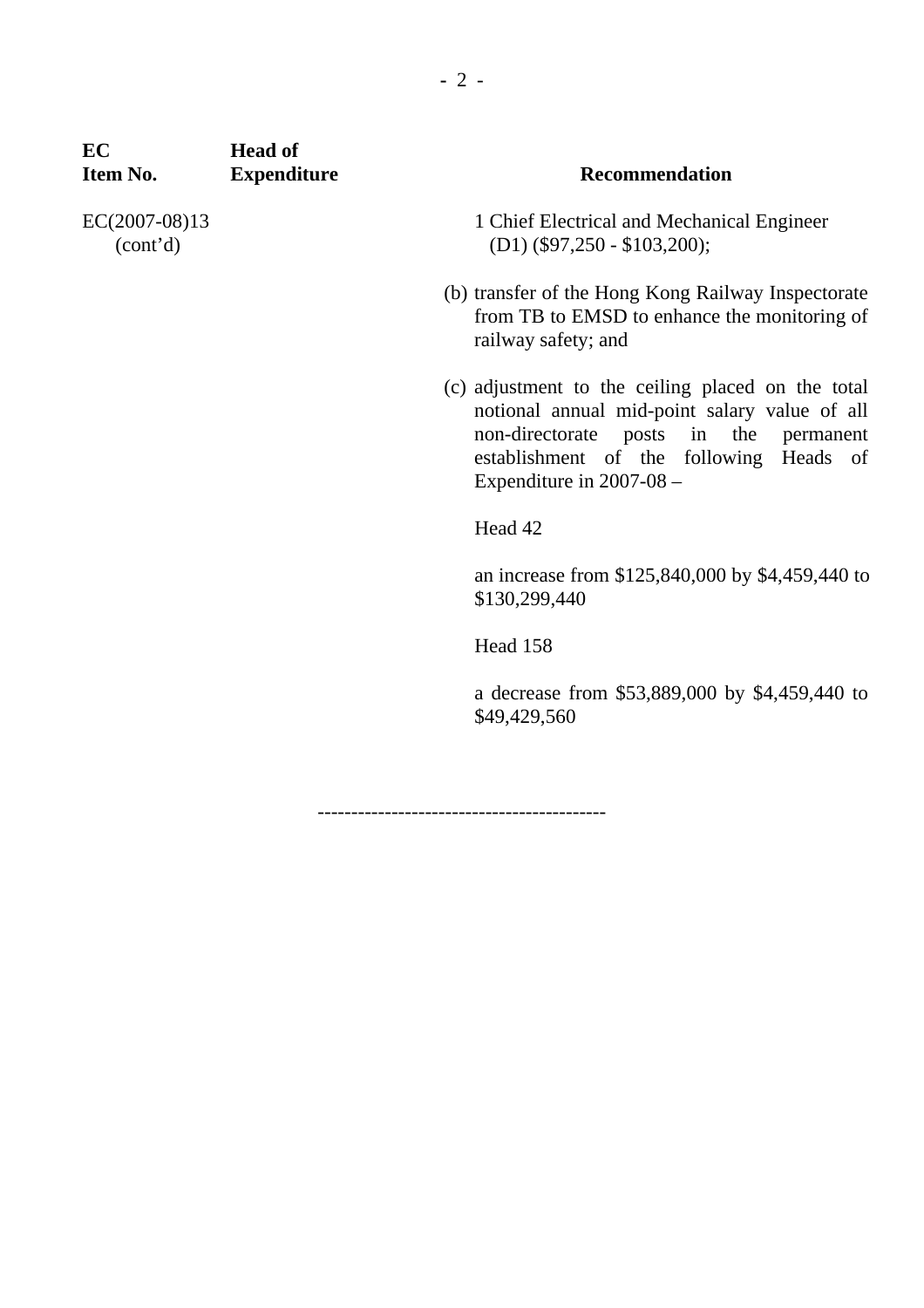| EC Item No. | Head of Expenditure | Recommendation |
|---|---|---|
| EC(2007-08)13 (cont'd) | | 1 Chief Electrical and Mechanical Engineer (D1) ($97,250 - $103,200); |
| | | (b) transfer of the Hong Kong Railway Inspectorate from TB to EMSD to enhance the monitoring of railway safety; and |
| | | (c) adjustment to the ceiling placed on the total notional annual mid-point salary value of all non-directorate posts in the permanent establishment of the following Heads of Expenditure in 2007-08 – |
| | | Head 42 |
| | | an increase from $125,840,000 by $4,459,440 to $130,299,440 |
| | | Head 158 |
| | | a decrease from $53,889,000 by $4,459,440 to $49,429,560 |

------------------------------------------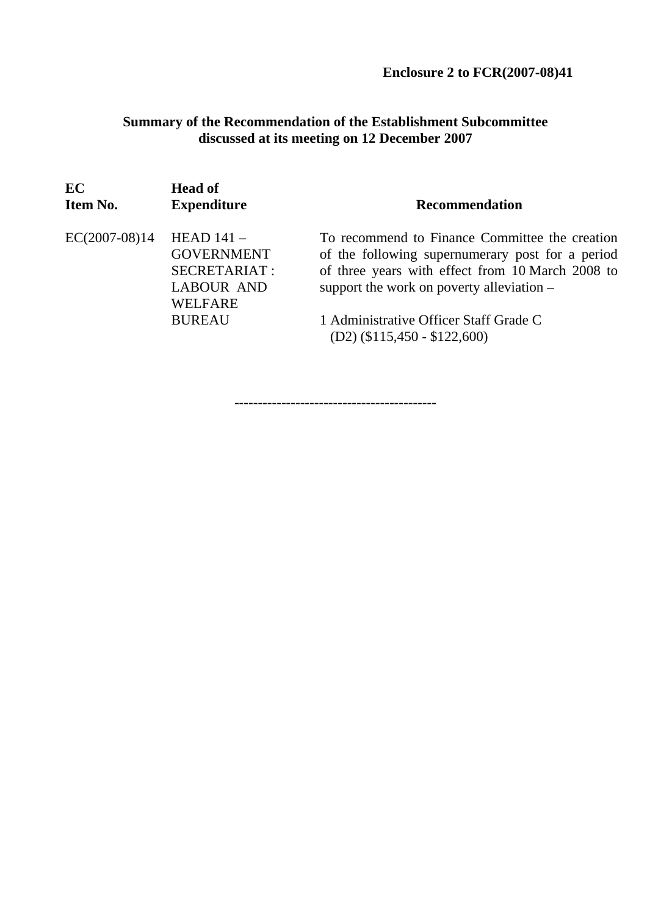**Enclosure 2 to FCR(2007-08)41**

## Summary of the Recommendation of the Establishment Subcommittee discussed at its meeting on 12 December 2007

| EC Item No. | Head of Expenditure | Recommendation |
|---|---|---|
| EC(2007-08)14 | HEAD 141 – GOVERNMENT SECRETARIAT : LABOUR AND WELFARE BUREAU | To recommend to Finance Committee the creation of the following supernumerary post for a period of three years with effect from 10 March 2008 to support the work on poverty alleviation – <br><br> 1 Administrative Officer Staff Grade C (D2) ($115,450 - $122,600) |

-------------------------------------------